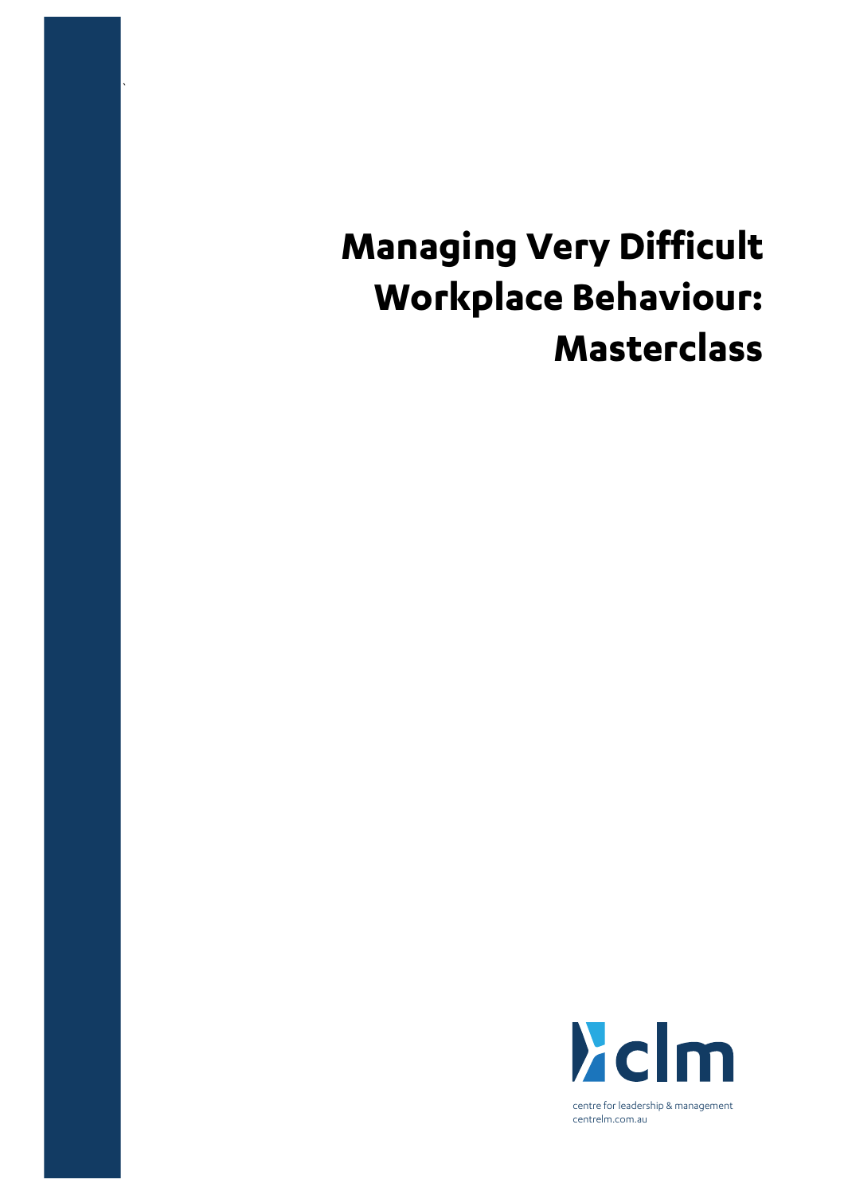# Managing Very Difficult Workplace Behaviour: Masterclass

clm

centre for leadership & management
centrelm.com.au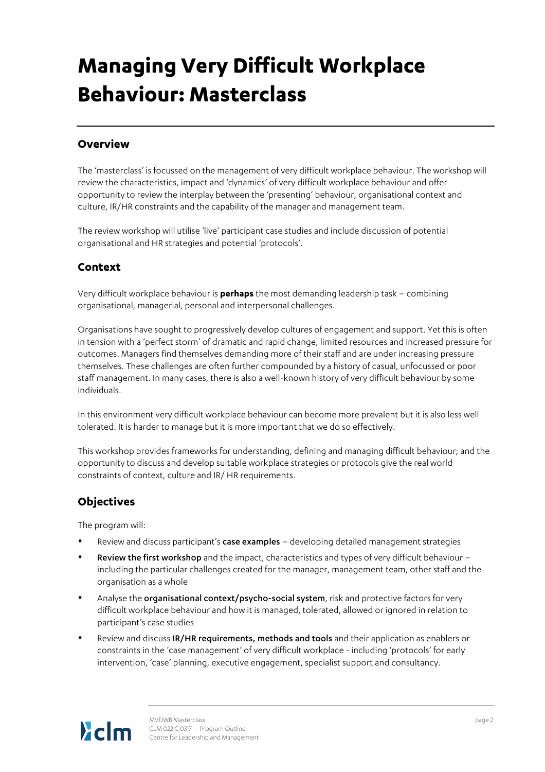# Managing Very Difficult Workplace Behaviour: Masterclass

## Overview

The 'masterclass' is focussed on the management of very difficult workplace behaviour. The workshop will review the characteristics, impact and 'dynamics' of very difficult workplace behaviour and offer opportunity to review the interplay between the 'presenting' behaviour, organisational context and culture, IR/HR constraints and the capability of the manager and management team.

The review workshop will utilise 'live' participant case studies and include discussion of potential organisational and HR strategies and potential 'protocols'.

## Context

Very difficult workplace behaviour is **perhaps** the most demanding leadership task – combining organisational, managerial, personal and interpersonal challenges.

Organisations have sought to progressively develop cultures of engagement and support. Yet this is often in tension with a 'perfect storm' of dramatic and rapid change, limited resources and increased pressure for outcomes. Managers find themselves demanding more of their staff and are under increasing pressure themselves. These challenges are often further compounded by a history of casual, unfocussed or poor staff management. In many cases, there is also a well-known history of very difficult behaviour by some individuals.

In this environment very difficult workplace behaviour can become more prevalent but it is also less well tolerated. It is harder to manage but it is more important that we do so effectively.

This workshop provides frameworks for understanding, defining and managing difficult behaviour; and the opportunity to discuss and develop suitable workplace strategies or protocols give the real world constraints of context, culture and IR/ HR requirements.

## Objectives

The program will:

- Review and discuss participant's **case examples** – developing detailed management strategies
- **Review the first workshop** and the impact, characteristics and types of very difficult behaviour – including the particular challenges created for the manager, management team, other staff and the organisation as a whole
- Analyse the **organisational context/psycho-social system**, risk and protective factors for very difficult workplace behaviour and how it is managed, tolerated, allowed or ignored in relation to participant's case studies
- Review and discuss **IR/HR requirements, methods and tools** and their application as enablers or constraints in the 'case management' of very difficult workplace - including 'protocols' for early intervention, 'case' planning, executive engagement, specialist support and consultancy.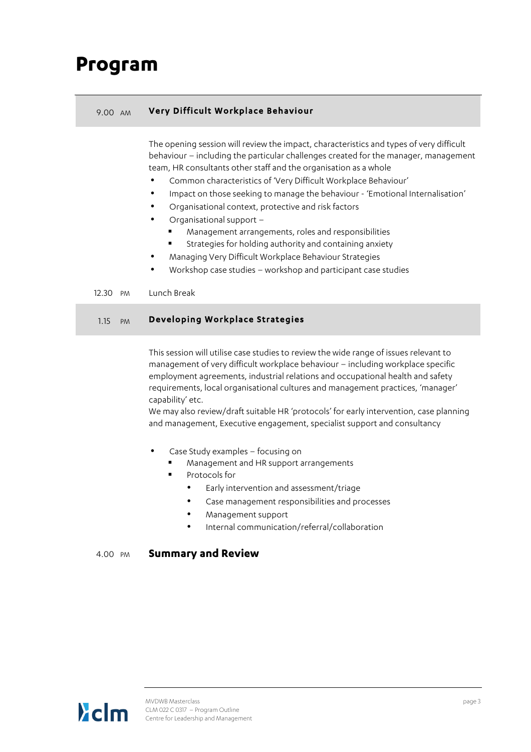# Program

## 9.00 AM Very Difficult Workplace Behaviour

The opening session will review the impact, characteristics and types of very difficult behaviour – including the particular challenges created for the manager, management team, HR consultants other staff and the organisation as a whole

- Common characteristics of 'Very Difficult Workplace Behaviour'
- Impact on those seeking to manage the behaviour - 'Emotional Internalisation'
- Organisational context, protective and risk factors
- Organisational support –
  - Management arrangements, roles and responsibilities
  - Strategies for holding authority and containing anxiety
- Managing Very Difficult Workplace Behaviour Strategies
- Workshop case studies – workshop and participant case studies

12.30 PM Lunch Break

## 1.15 PM Developing Workplace Strategies

This session will utilise case studies to review the wide range of issues relevant to management of very difficult workplace behaviour – including workplace specific employment agreements, industrial relations and occupational health and safety requirements, local organisational cultures and management practices, 'manager' capability' etc.

We may also review/draft suitable HR 'protocols' for early intervention, case planning and management, Executive engagement, specialist support and consultancy

- Case Study examples – focusing on
  - Management and HR support arrangements
  - Protocols for
    - Early intervention and assessment/triage
    - Case management responsibilities and processes
    - Management support
    - Internal communication/referral/collaboration

## 4.00 PM Summary and Review